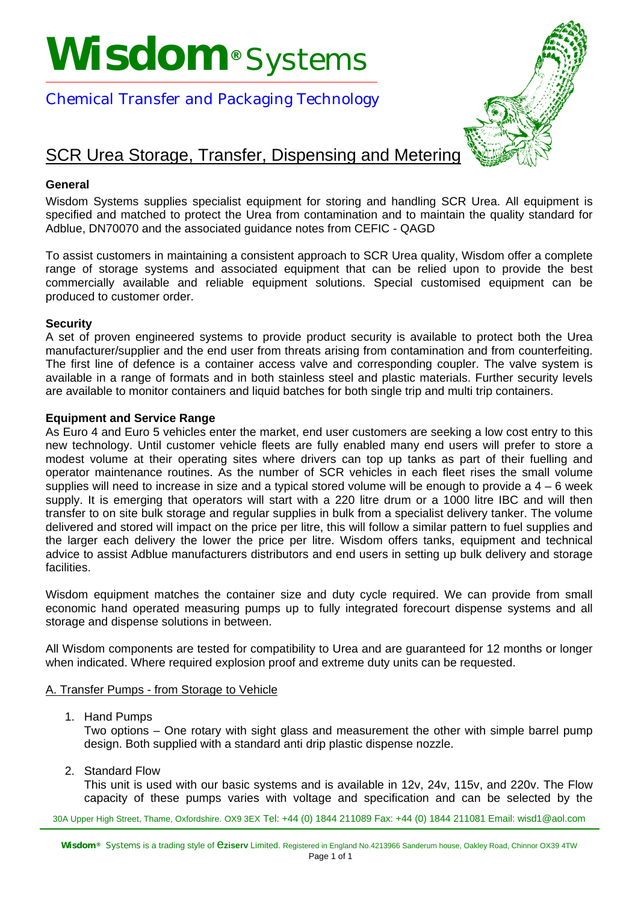# Wisdom® Systems

Chemical Transfer and Packaging Technology

## SCR Urea Storage, Transfer, Dispensing and Metering

**General**

Wisdom Systems supplies specialist equipment for storing and handling SCR Urea. All equipment is specified and matched to protect the Urea from contamination and to maintain the quality standard for Adblue, DN70070 and the associated guidance notes from CEFIC - QAGD

To assist customers in maintaining a consistent approach to SCR Urea quality, Wisdom offer a complete range of storage systems and associated equipment that can be relied upon to provide the best commercially available and reliable equipment solutions. Special customised equipment can be produced to customer order.

**Security**

A set of proven engineered systems to provide product security is available to protect both the Urea manufacturer/supplier and the end user from threats arising from contamination and from counterfeiting. The first line of defence is a container access valve and corresponding coupler. The valve system is available in a range of formats and in both stainless steel and plastic materials. Further security levels are available to monitor containers and liquid batches for both single trip and multi trip containers.

**Equipment and Service Range**

As Euro 4 and Euro 5 vehicles enter the market, end user customers are seeking a low cost entry to this new technology. Until customer vehicle fleets are fully enabled many end users will prefer to store a modest volume at their operating sites where drivers can top up tanks as part of their fuelling and operator maintenance routines. As the number of SCR vehicles in each fleet rises the small volume supplies will need to increase in size and a typical stored volume will be enough to provide a 4 – 6 week supply. It is emerging that operators will start with a 220 litre drum or a 1000 litre IBC and will then transfer to on site bulk storage and regular supplies in bulk from a specialist delivery tanker. The volume delivered and stored will impact on the price per litre, this will follow a similar pattern to fuel supplies and the larger each delivery the lower the price per litre. Wisdom offers tanks, equipment and technical advice to assist Adblue manufacturers distributors and end users in setting up bulk delivery and storage facilities.

Wisdom equipment matches the container size and duty cycle required. We can provide from small economic hand operated measuring pumps up to fully integrated forecourt dispense systems and all storage and dispense solutions in between.

All Wisdom components are tested for compatibility to Urea and are guaranteed for 12 months or longer when indicated. Where required explosion proof and extreme duty units can be requested.

A. Transfer Pumps - from Storage to Vehicle

1. Hand Pumps
   Two options – One rotary with sight glass and measurement the other with simple barrel pump design. Both supplied with a standard anti drip plastic dispense nozzle.

2. Standard Flow
   This unit is used with our basic systems and is available in 12v, 24v, 115v, and 220v. The Flow capacity of these pumps varies with voltage and specification and can be selected by the

30A Upper High Street, Thame, Oxfordshire. OX9 3EX Tel: +44 (0) 1844 211089 Fax: +44 (0) 1844 211081 Email: wisd1@aol.com

Wisdom® Systems is a trading style of eziserv Limited. Registered in England No.4213966 Sanderum house, Oakley Road, Chinnor OX39 4TW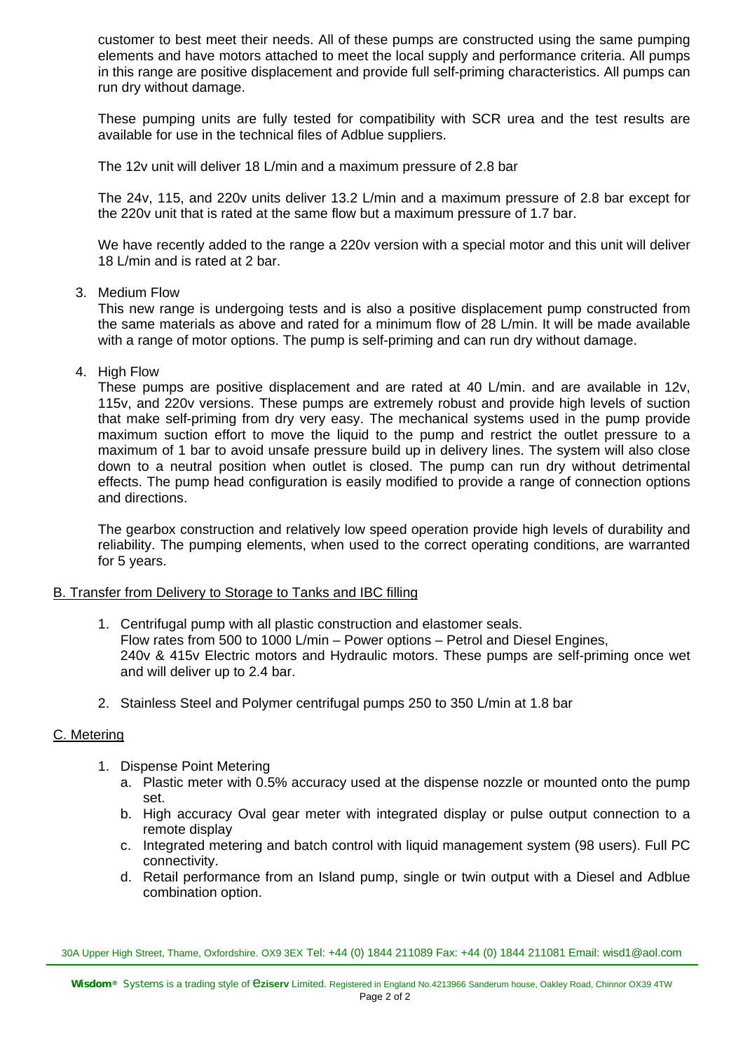customer to best meet their needs. All of these pumps are constructed using the same pumping elements and have motors attached to meet the local supply and performance criteria. All pumps in this range are positive displacement and provide full self-priming characteristics. All pumps can run dry without damage.

These pumping units are fully tested for compatibility with SCR urea and the test results are available for use in the technical files of Adblue suppliers.

The 12v unit will deliver 18 L/min and a maximum pressure of 2.8 bar

The 24v, 115, and 220v units deliver 13.2 L/min and a maximum pressure of 2.8 bar except for the 220v unit that is rated at the same flow but a maximum pressure of 1.7 bar.

We have recently added to the range a 220v version with a special motor and this unit will deliver 18 L/min and is rated at 2 bar.

3. Medium Flow

   This new range is undergoing tests and is also a positive displacement pump constructed from the same materials as above and rated for a minimum flow of 28 L/min. It will be made available with a range of motor options. The pump is self-priming and can run dry without damage.

4. High Flow

   These pumps are positive displacement and are rated at 40 L/min. and are available in 12v, 115v, and 220v versions. These pumps are extremely robust and provide high levels of suction that make self-priming from dry very easy. The mechanical systems used in the pump provide maximum suction effort to move the liquid to the pump and restrict the outlet pressure to a maximum of 1 bar to avoid unsafe pressure build up in delivery lines. The system will also close down to a neutral position when outlet is closed. The pump can run dry without detrimental effects. The pump head configuration is easily modified to provide a range of connection options and directions.

   The gearbox construction and relatively low speed operation provide high levels of durability and reliability. The pumping elements, when used to the correct operating conditions, are warranted for 5 years.

## B. Transfer from Delivery to Storage to Tanks and IBC filling

1. Centrifugal pump with all plastic construction and elastomer seals.
   Flow rates from 500 to 1000 L/min – Power options – Petrol and Diesel Engines, 240v & 415v Electric motors and Hydraulic motors. These pumps are self-priming once wet and will deliver up to 2.4 bar.

2. Stainless Steel and Polymer centrifugal pumps 250 to 350 L/min at 1.8 bar

## C. Metering

1. Dispense Point Metering
   a. Plastic meter with 0.5% accuracy used at the dispense nozzle or mounted onto the pump set.
   b. High accuracy Oval gear meter with integrated display or pulse output connection to a remote display
   c. Integrated metering and batch control with liquid management system (98 users). Full PC connectivity.
   d. Retail performance from an Island pump, single or twin output with a Diesel and Adblue combination option.

30A Upper High Street, Thame, Oxfordshire. OX9 3EX Tel: +44 (0) 1844 211089 Fax: +44 (0) 1844 211081 Email: wisd1@aol.com

**Wisdom**® Systems is a trading style of **eziserv** Limited. Registered in England No.4213966 Sanderum house, Oakley Road, Chinnor OX39 4TW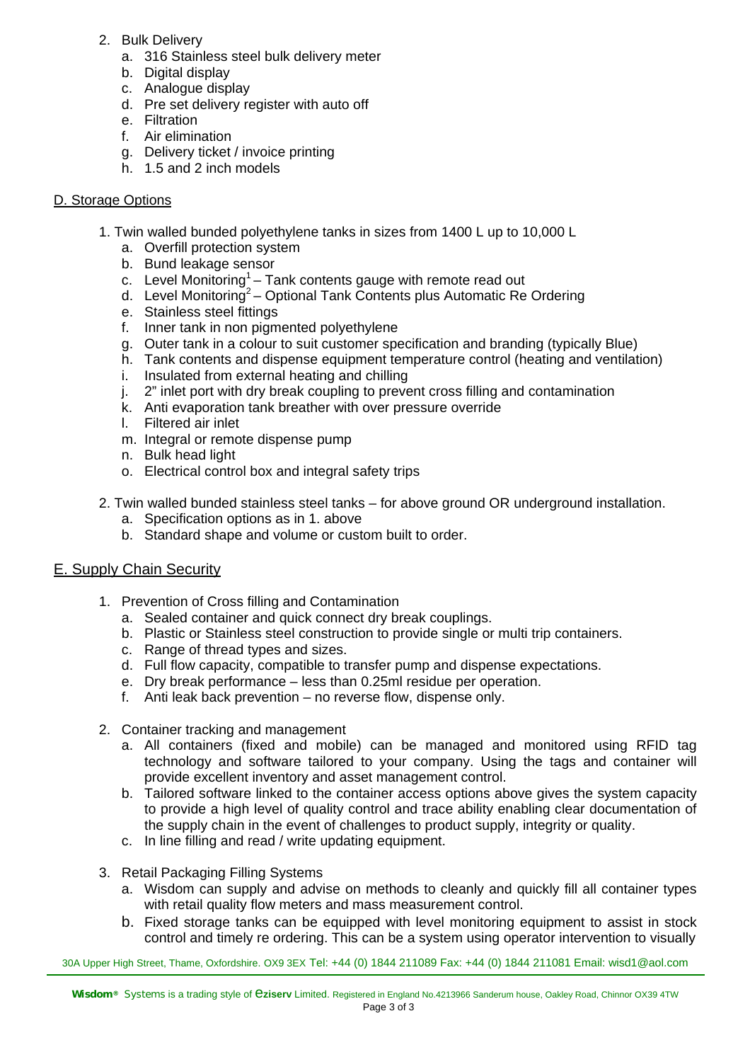2. Bulk Delivery
   a. 316 Stainless steel bulk delivery meter
   b. Digital display
   c. Analogue display
   d. Pre set delivery register with auto off
   e. Filtration
   f. Air elimination
   g. Delivery ticket / invoice printing
   h. 1.5 and 2 inch models

## D. Storage Options

1. Twin walled bunded polyethylene tanks in sizes from 1400 L up to 10,000 L
   a. Overfill protection system
   b. Bund leakage sensor
   c. Level Monitoring[1] – Tank contents gauge with remote read out
   d. Level Monitoring[2] – Optional Tank Contents plus Automatic Re Ordering
   e. Stainless steel fittings
   f. Inner tank in non pigmented polyethylene
   g. Outer tank in a colour to suit customer specification and branding (typically Blue)
   h. Tank contents and dispense equipment temperature control (heating and ventilation)
   i. Insulated from external heating and chilling
   j. 2" inlet port with dry break coupling to prevent cross filling and contamination
   k. Anti evaporation tank breather with over pressure override
   l. Filtered air inlet
   m. Integral or remote dispense pump
   n. Bulk head light
   o. Electrical control box and integral safety trips

2. Twin walled bunded stainless steel tanks – for above ground OR underground installation.
   a. Specification options as in 1. above
   b. Standard shape and volume or custom built to order.

## E. Supply Chain Security

1. Prevention of Cross filling and Contamination
   a. Sealed container and quick connect dry break couplings.
   b. Plastic or Stainless steel construction to provide single or multi trip containers.
   c. Range of thread types and sizes.
   d. Full flow capacity, compatible to transfer pump and dispense expectations.
   e. Dry break performance – less than 0.25ml residue per operation.
   f. Anti leak back prevention – no reverse flow, dispense only.

2. Container tracking and management
   a. All containers (fixed and mobile) can be managed and monitored using RFID tag technology and software tailored to your company. Using the tags and container will provide excellent inventory and asset management control.
   b. Tailored software linked to the container access options above gives the system capacity to provide a high level of quality control and trace ability enabling clear documentation of the supply chain in the event of challenges to product supply, integrity or quality.
   c. In line filling and read / write updating equipment.

3. Retail Packaging Filling Systems
   a. Wisdom can supply and advise on methods to cleanly and quickly fill all container types with retail quality flow meters and mass measurement control.
   b. Fixed storage tanks can be equipped with level monitoring equipment to assist in stock control and timely re ordering. This can be a system using operator intervention to visually

30A Upper High Street, Thame, Oxfordshire. OX9 3EX Tel: +44 (0) 1844 211089 Fax: +44 (0) 1844 211081 Email: wisd1@aol.com

**Wisdom**® Systems is a trading style of **eziserv** Limited. Registered in England No.4213966 Sanderum house, Oakley Road, Chinnor OX39 4TW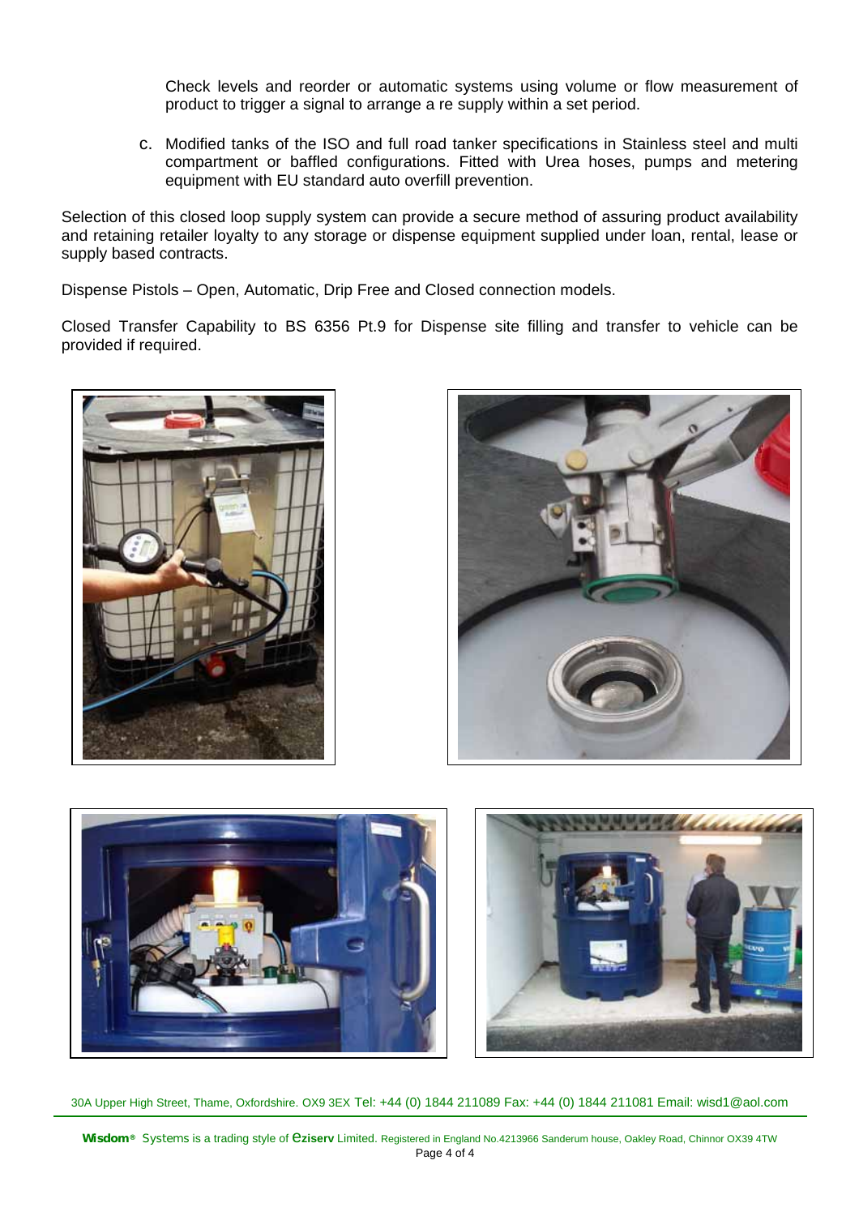Check levels and reorder or automatic systems using volume or flow measurement of product to trigger a signal to arrange a re supply within a set period.

c. Modified tanks of the ISO and full road tanker specifications in Stainless steel and multi compartment or baffled configurations. Fitted with Urea hoses, pumps and metering equipment with EU standard auto overfill prevention.

Selection of this closed loop supply system can provide a secure method of assuring product availability and retaining retailer loyalty to any storage or dispense equipment supplied under loan, rental, lease or supply based contracts.

Dispense Pistols – Open, Automatic, Drip Free and Closed connection models.

Closed Transfer Capability to BS 6356 Pt.9 for Dispense site filling and transfer to vehicle can be provided if required.

30A Upper High Street, Thame, Oxfordshire. OX9 3EX Tel: +44 (0) 1844 211089 Fax: +44 (0) 1844 211081 Email: wisd1@aol.com

**Wisdom®** Systems is a trading style of **eziserv** Limited. Registered in England No.4213966 Sanderum house, Oakley Road, Chinnor OX39 4TW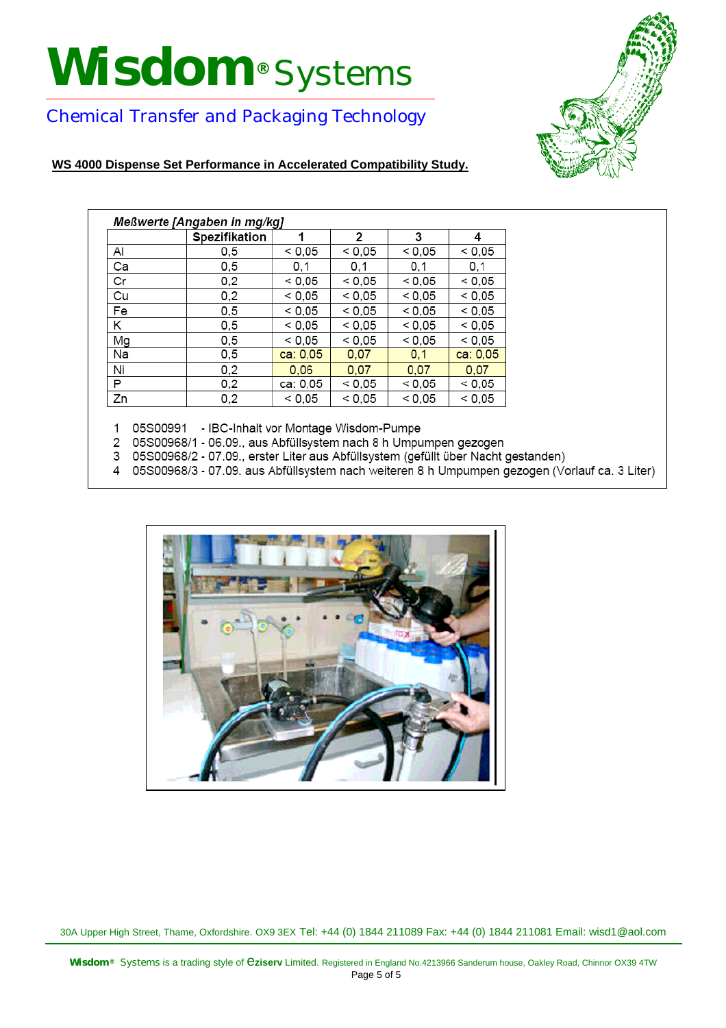# Wisdom® Systems

Chemical Transfer and Packaging Technology

**WS 4000 Dispense Set Performance in Accelerated Compatibility Study.**

*Meßwerte [Angaben in mg/kg]*

| | Spezifikation | 1 | 2 | 3 | 4 |
|---|---|---|---|---|---|
| Al | 0,5 | < 0,05 | < 0,05 | < 0,05 | < 0,05 |
| Ca | 0,5 | 0,1 | 0,1 | 0,1 | 0,1 |
| Cr | 0,2 | < 0,05 | < 0,05 | < 0,05 | < 0,05 |
| Cu | 0,2 | < 0,05 | < 0,05 | < 0,05 | < 0,05 |
| Fe | 0,5 | < 0,05 | < 0,05 | < 0,05 | < 0,05 |
| K | 0,5 | < 0,05 | < 0,05 | < 0,05 | < 0,05 |
| Mg | 0,5 | < 0,05 | < 0,05 | < 0,05 | < 0,05 |
| Na | 0,5 | ca: 0,05 | 0,07 | 0,1 | ca: 0,05 |
| Ni | 0,2 | 0,06 | 0,07 | 0,07 | 0,07 |
| P | 0,2 | ca: 0,05 | < 0,05 | < 0,05 | < 0,05 |
| Zn | 0,2 | < 0,05 | < 0,05 | < 0,05 | < 0,05 |

1 05S00991 - IBC-Inhalt vor Montage Wisdom-Pumpe
2 05S00968/1 - 06.09., aus Abfüllsystem nach 8 h Umpumpen gezogen
3 05S00968/2 - 07.09., erster Liter aus Abfüllsystem (gefüllt über Nacht gestanden)
4 05S00968/3 - 07.09. aus Abfüllsystem nach weiteren 8 h Umpumpen gezogen (Vorlauf ca. 3 Liter)

30A Upper High Street, Thame, Oxfordshire. OX9 3EX Tel: +44 (0) 1844 211089 Fax: +44 (0) 1844 211081 Email: wisd1@aol.com

Wisdom® Systems is a trading style of eziserv Limited. Registered in England No.4213966 Sanderum house, Oakley Road, Chinnor OX39 4TW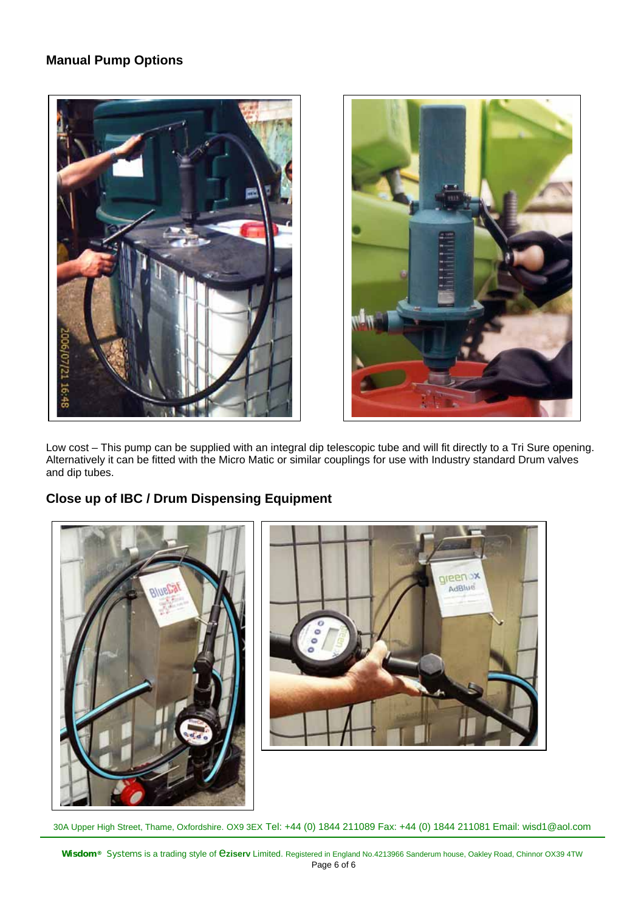## Manual Pump Options

Low cost – This pump can be supplied with an integral dip telescopic tube and will fit directly to a Tri Sure opening. Alternatively it can be fitted with the Micro Matic or similar couplings for use with Industry standard Drum valves and dip tubes.

## Close up of IBC / Drum Dispensing Equipment

30A Upper High Street, Thame, Oxfordshire. OX9 3EX Tel: +44 (0) 1844 211089 Fax: +44 (0) 1844 211081 Email: wisd1@aol.com

**Wisdom**® Systems is a trading style of **eziserv** Limited. Registered in England No.4213966 Sanderum house, Oakley Road, Chinnor OX39 4TW